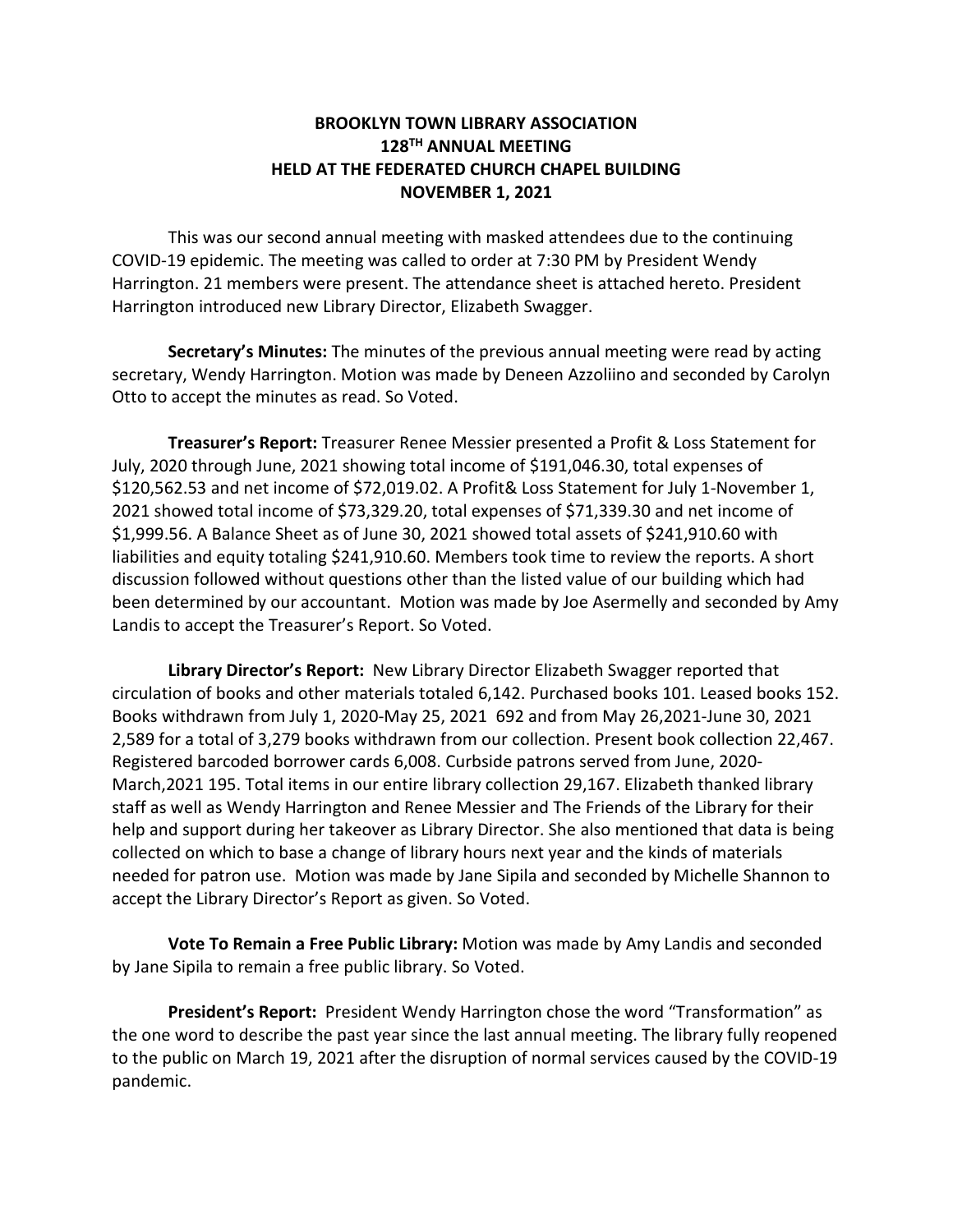# BROOKLYN TOWN LIBRARY ASSOCIATION
# 128TH ANNUAL MEETING
# HELD AT THE FEDERATED CHURCH CHAPEL BUILDING
# NOVEMBER 1, 2021

This was our second annual meeting with masked attendees due to the continuing COVID-19 epidemic. The meeting was called to order at 7:30 PM by President Wendy Harrington. 21 members were present. The attendance sheet is attached hereto. President Harrington introduced new Library Director, Elizabeth Swagger.

**Secretary's Minutes:** The minutes of the previous annual meeting were read by acting secretary, Wendy Harrington. Motion was made by Deneen Azzoliino and seconded by Carolyn Otto to accept the minutes as read. So Voted.

**Treasurer's Report:** Treasurer Renee Messier presented a Profit & Loss Statement for July, 2020 through June, 2021 showing total income of $191,046.30, total expenses of $120,562.53 and net income of $72,019.02. A Profit& Loss Statement for July 1-November 1, 2021 showed total income of $73,329.20, total expenses of $71,339.30 and net income of $1,999.56. A Balance Sheet as of June 30, 2021 showed total assets of $241,910.60 with liabilities and equity totaling $241,910.60. Members took time to review the reports. A short discussion followed without questions other than the listed value of our building which had been determined by our accountant. Motion was made by Joe Asermelly and seconded by Amy Landis to accept the Treasurer's Report. So Voted.

**Library Director's Report:** New Library Director Elizabeth Swagger reported that circulation of books and other materials totaled 6,142. Purchased books 101. Leased books 152. Books withdrawn from July 1, 2020-May 25, 2021 692 and from May 26,2021-June 30, 2021 2,589 for a total of 3,279 books withdrawn from our collection. Present book collection 22,467. Registered barcoded borrower cards 6,008. Curbside patrons served from June, 2020-March,2021 195. Total items in our entire library collection 29,167. Elizabeth thanked library staff as well as Wendy Harrington and Renee Messier and The Friends of the Library for their help and support during her takeover as Library Director. She also mentioned that data is being collected on which to base a change of library hours next year and the kinds of materials needed for patron use. Motion was made by Jane Sipila and seconded by Michelle Shannon to accept the Library Director's Report as given. So Voted.

**Vote To Remain a Free Public Library:** Motion was made by Amy Landis and seconded by Jane Sipila to remain a free public library. So Voted.

**President's Report:** President Wendy Harrington chose the word "Transformation" as the one word to describe the past year since the last annual meeting. The library fully reopened to the public on March 19, 2021 after the disruption of normal services caused by the COVID-19 pandemic.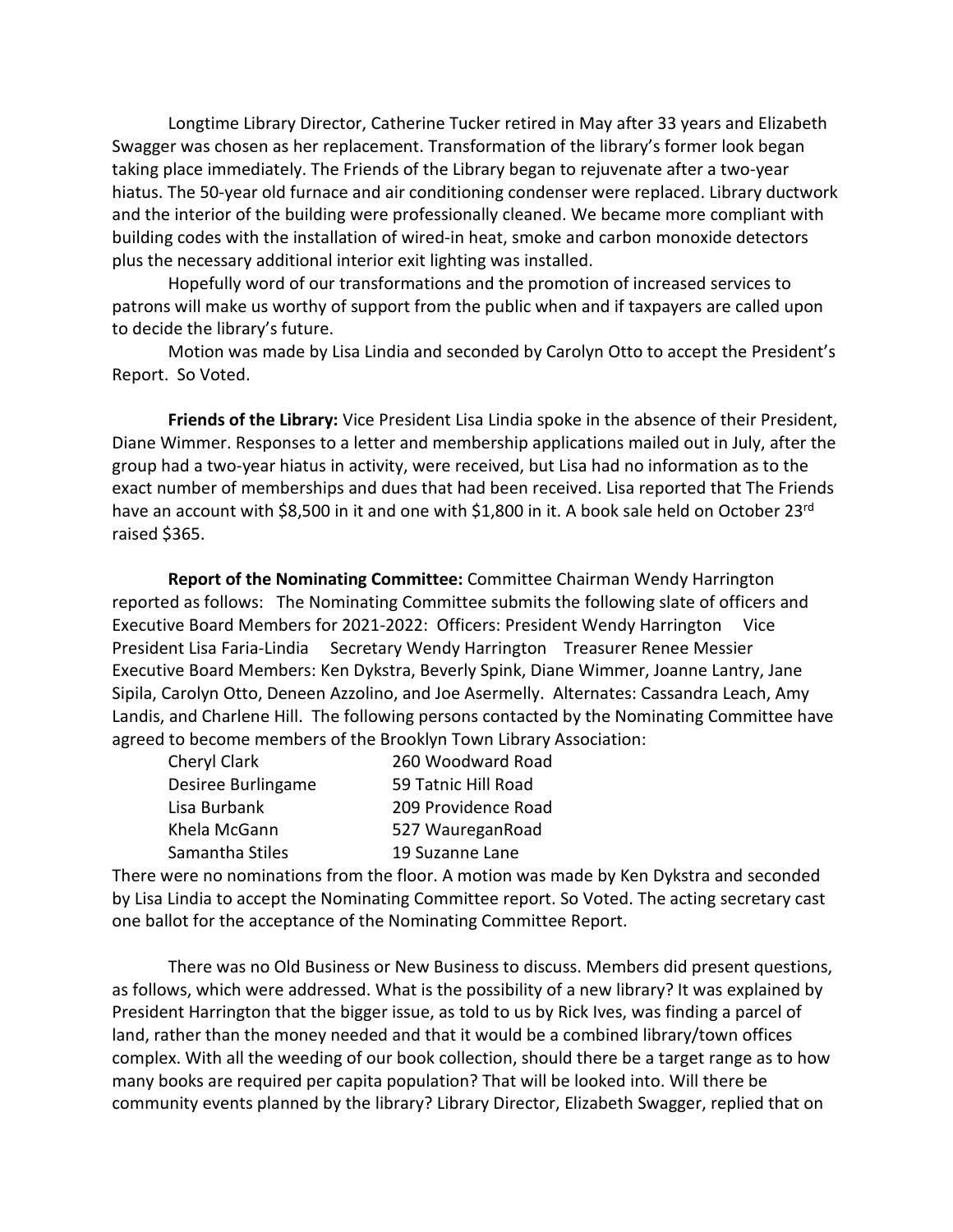Longtime Library Director, Catherine Tucker retired in May after 33 years and Elizabeth Swagger was chosen as her replacement. Transformation of the library's former look began taking place immediately. The Friends of the Library began to rejuvenate after a two-year hiatus. The 50-year old furnace and air conditioning condenser were replaced. Library ductwork and the interior of the building were professionally cleaned. We became more compliant with building codes with the installation of wired-in heat, smoke and carbon monoxide detectors plus the necessary additional interior exit lighting was installed.

Hopefully word of our transformations and the promotion of increased services to patrons will make us worthy of support from the public when and if taxpayers are called upon to decide the library's future.

Motion was made by Lisa Lindia and seconded by Carolyn Otto to accept the President's Report. So Voted.

**Friends of the Library:** Vice President Lisa Lindia spoke in the absence of their President, Diane Wimmer. Responses to a letter and membership applications mailed out in July, after the group had a two-year hiatus in activity, were received, but Lisa had no information as to the exact number of memberships and dues that had been received. Lisa reported that The Friends have an account with $8,500 in it and one with $1,800 in it. A book sale held on October 23rd raised $365.

**Report of the Nominating Committee:** Committee Chairman Wendy Harrington reported as follows: The Nominating Committee submits the following slate of officers and Executive Board Members for 2021-2022: Officers: President Wendy Harrington Vice President Lisa Faria-Lindia Secretary Wendy Harrington Treasurer Renee Messier Executive Board Members: Ken Dykstra, Beverly Spink, Diane Wimmer, Joanne Lantry, Jane Sipila, Carolyn Otto, Deneen Azzolino, and Joe Asermelly. Alternates: Cassandra Leach, Amy Landis, and Charlene Hill. The following persons contacted by the Nominating Committee have agreed to become members of the Brooklyn Town Library Association:

| | |
|---|---|
| Cheryl Clark | 260 Woodward Road |
| Desiree Burlingame | 59 Tatnic Hill Road |
| Lisa Burbank | 209 Providence Road |
| Khela McGann | 527 WaureganRoad |
| Samantha Stiles | 19 Suzanne Lane |

There were no nominations from the floor. A motion was made by Ken Dykstra and seconded by Lisa Lindia to accept the Nominating Committee report. So Voted. The acting secretary cast one ballot for the acceptance of the Nominating Committee Report.

There was no Old Business or New Business to discuss. Members did present questions, as follows, which were addressed. What is the possibility of a new library? It was explained by President Harrington that the bigger issue, as told to us by Rick Ives, was finding a parcel of land, rather than the money needed and that it would be a combined library/town offices complex. With all the weeding of our book collection, should there be a target range as to how many books are required per capita population? That will be looked into. Will there be community events planned by the library? Library Director, Elizabeth Swagger, replied that on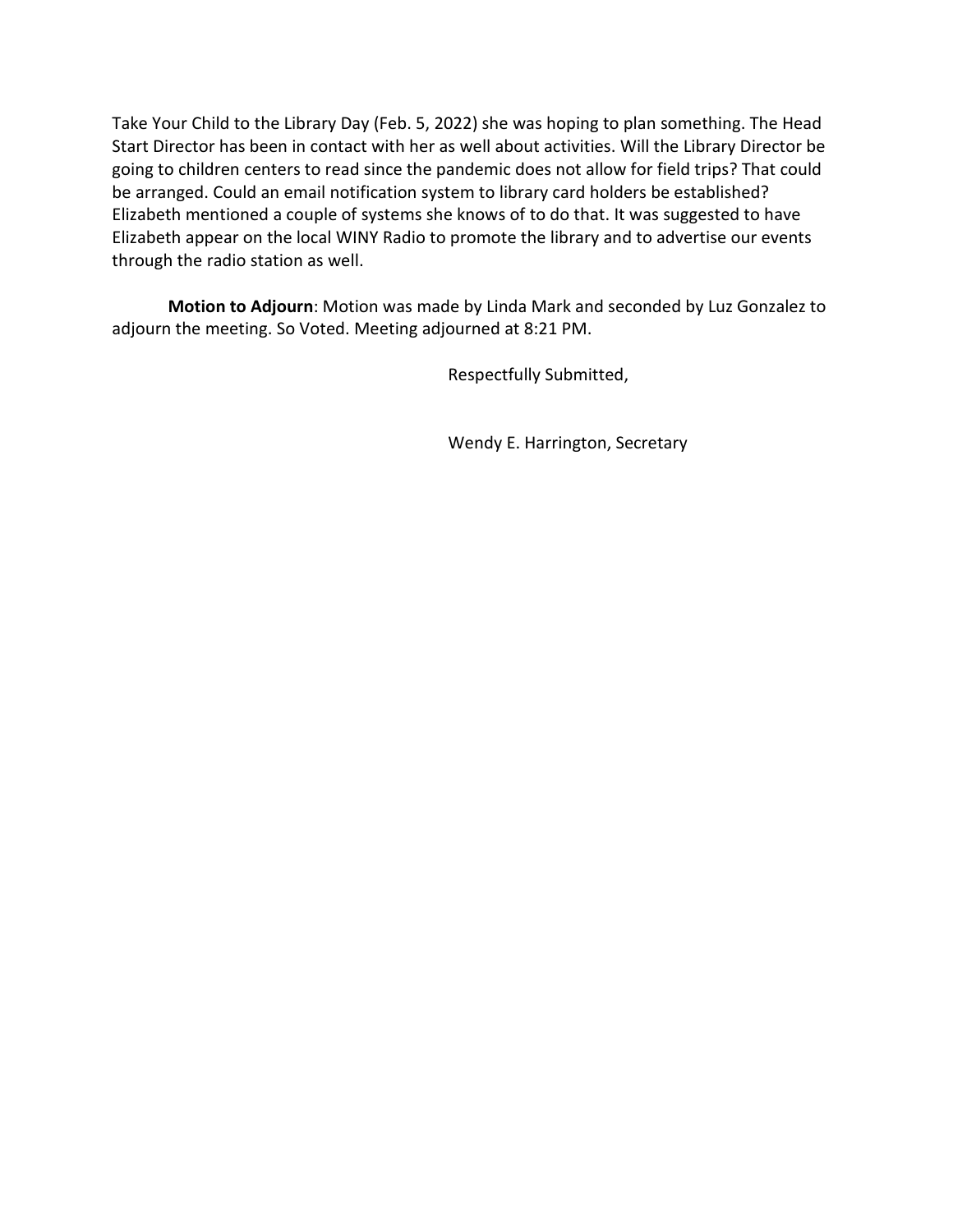Take Your Child to the Library Day (Feb. 5, 2022) she was hoping to plan something. The Head Start Director has been in contact with her as well about activities. Will the Library Director be going to children centers to read since the pandemic does not allow for field trips? That could be arranged. Could an email notification system to library card holders be established? Elizabeth mentioned a couple of systems she knows of to do that. It was suggested to have Elizabeth appear on the local WINY Radio to promote the library and to advertise our events through the radio station as well.

**Motion to Adjourn**: Motion was made by Linda Mark and seconded by Luz Gonzalez to adjourn the meeting. So Voted. Meeting adjourned at 8:21 PM.

Respectfully Submitted,

Wendy E. Harrington, Secretary